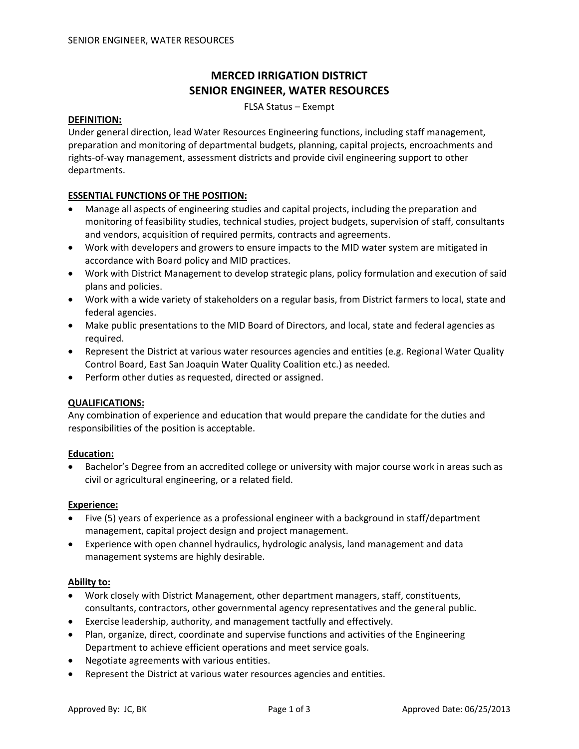# MERCED IRRIGATION DISTRICT
# SENIOR ENGINEER, WATER RESOURCES

FLSA Status – Exempt

**DEFINITION:**

Under general direction, lead Water Resources Engineering functions, including staff management, preparation and monitoring of departmental budgets, planning, capital projects, encroachments and rights-of-way management, assessment districts and provide civil engineering support to other departments.

**ESSENTIAL FUNCTIONS OF THE POSITION:**

- Manage all aspects of engineering studies and capital projects, including the preparation and monitoring of feasibility studies, technical studies, project budgets, supervision of staff, consultants and vendors, acquisition of required permits, contracts and agreements.
- Work with developers and growers to ensure impacts to the MID water system are mitigated in accordance with Board policy and MID practices.
- Work with District Management to develop strategic plans, policy formulation and execution of said plans and policies.
- Work with a wide variety of stakeholders on a regular basis, from District farmers to local, state and federal agencies.
- Make public presentations to the MID Board of Directors, and local, state and federal agencies as required.
- Represent the District at various water resources agencies and entities (e.g. Regional Water Quality Control Board, East San Joaquin Water Quality Coalition etc.) as needed.
- Perform other duties as requested, directed or assigned.

**QUALIFICATIONS:**

Any combination of experience and education that would prepare the candidate for the duties and responsibilities of the position is acceptable.

**Education:**

- Bachelor's Degree from an accredited college or university with major course work in areas such as civil or agricultural engineering, or a related field.

**Experience:**

- Five (5) years of experience as a professional engineer with a background in staff/department management, capital project design and project management.
- Experience with open channel hydraulics, hydrologic analysis, land management and data management systems are highly desirable.

**Ability to:**

- Work closely with District Management, other department managers, staff, constituents, consultants, contractors, other governmental agency representatives and the general public.
- Exercise leadership, authority, and management tactfully and effectively.
- Plan, organize, direct, coordinate and supervise functions and activities of the Engineering Department to achieve efficient operations and meet service goals.
- Negotiate agreements with various entities.
- Represent the District at various water resources agencies and entities.

Approved By: JC, BK Approved Date: 06/25/2013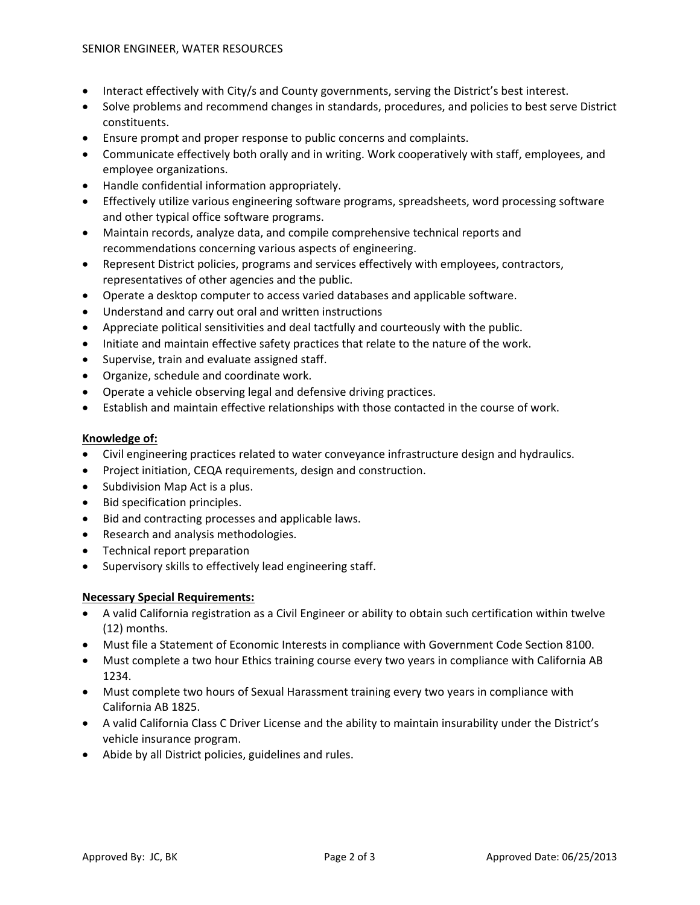- Interact effectively with City/s and County governments, serving the District's best interest.
- Solve problems and recommend changes in standards, procedures, and policies to best serve District constituents.
- Ensure prompt and proper response to public concerns and complaints.
- Communicate effectively both orally and in writing. Work cooperatively with staff, employees, and employee organizations.
- Handle confidential information appropriately.
- Effectively utilize various engineering software programs, spreadsheets, word processing software and other typical office software programs.
- Maintain records, analyze data, and compile comprehensive technical reports and recommendations concerning various aspects of engineering.
- Represent District policies, programs and services effectively with employees, contractors, representatives of other agencies and the public.
- Operate a desktop computer to access varied databases and applicable software.
- Understand and carry out oral and written instructions
- Appreciate political sensitivities and deal tactfully and courteously with the public.
- Initiate and maintain effective safety practices that relate to the nature of the work.
- Supervise, train and evaluate assigned staff.
- Organize, schedule and coordinate work.
- Operate a vehicle observing legal and defensive driving practices.
- Establish and maintain effective relationships with those contacted in the course of work.

**Knowledge of:**

- Civil engineering practices related to water conveyance infrastructure design and hydraulics.
- Project initiation, CEQA requirements, design and construction.
- Subdivision Map Act is a plus.
- Bid specification principles.
- Bid and contracting processes and applicable laws.
- Research and analysis methodologies.
- Technical report preparation
- Supervisory skills to effectively lead engineering staff.

**Necessary Special Requirements:**

- A valid California registration as a Civil Engineer or ability to obtain such certification within twelve (12) months.
- Must file a Statement of Economic Interests in compliance with Government Code Section 8100.
- Must complete a two hour Ethics training course every two years in compliance with California AB 1234.
- Must complete two hours of Sexual Harassment training every two years in compliance with California AB 1825.
- A valid California Class C Driver License and the ability to maintain insurability under the District's vehicle insurance program.
- Abide by all District policies, guidelines and rules.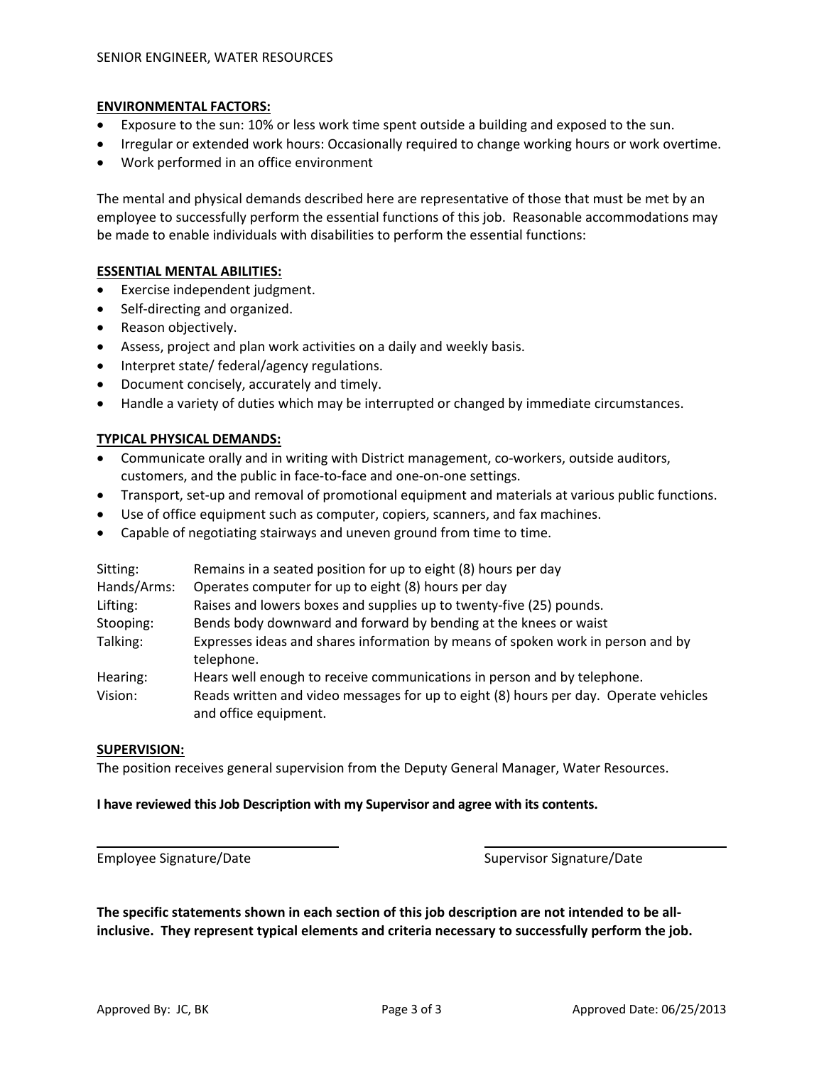**ENVIRONMENTAL FACTORS:**

- Exposure to the sun: 10% or less work time spent outside a building and exposed to the sun.
- Irregular or extended work hours: Occasionally required to change working hours or work overtime.
- Work performed in an office environment

The mental and physical demands described here are representative of those that must be met by an employee to successfully perform the essential functions of this job. Reasonable accommodations may be made to enable individuals with disabilities to perform the essential functions:

**ESSENTIAL MENTAL ABILITIES:**

- Exercise independent judgment.
- Self-directing and organized.
- Reason objectively.
- Assess, project and plan work activities on a daily and weekly basis.
- Interpret state/ federal/agency regulations.
- Document concisely, accurately and timely.
- Handle a variety of duties which may be interrupted or changed by immediate circumstances.

**TYPICAL PHYSICAL DEMANDS:**

- Communicate orally and in writing with District management, co-workers, outside auditors, customers, and the public in face-to-face and one-on-one settings.
- Transport, set-up and removal of promotional equipment and materials at various public functions.
- Use of office equipment such as computer, copiers, scanners, and fax machines.
- Capable of negotiating stairways and uneven ground from time to time.

| | |
|---|---|
| Sitting: | Remains in a seated position for up to eight (8) hours per day |
| Hands/Arms: | Operates computer for up to eight (8) hours per day |
| Lifting: | Raises and lowers boxes and supplies up to twenty-five (25) pounds. |
| Stooping: | Bends body downward and forward by bending at the knees or waist |
| Talking: | Expresses ideas and shares information by means of spoken work in person and by telephone. |
| Hearing: | Hears well enough to receive communications in person and by telephone. |
| Vision: | Reads written and video messages for up to eight (8) hours per day. Operate vehicles and office equipment. |

**SUPERVISION:**

The position receives general supervision from the Deputy General Manager, Water Resources.

**I have reviewed this Job Description with my Supervisor and agree with its contents.**

Employee Signature/Date

Supervisor Signature/Date

**The specific statements shown in each section of this job description are not intended to be all-inclusive. They represent typical elements and criteria necessary to successfully perform the job.**

Approved By: JC, BK

Approved Date: 06/25/2013